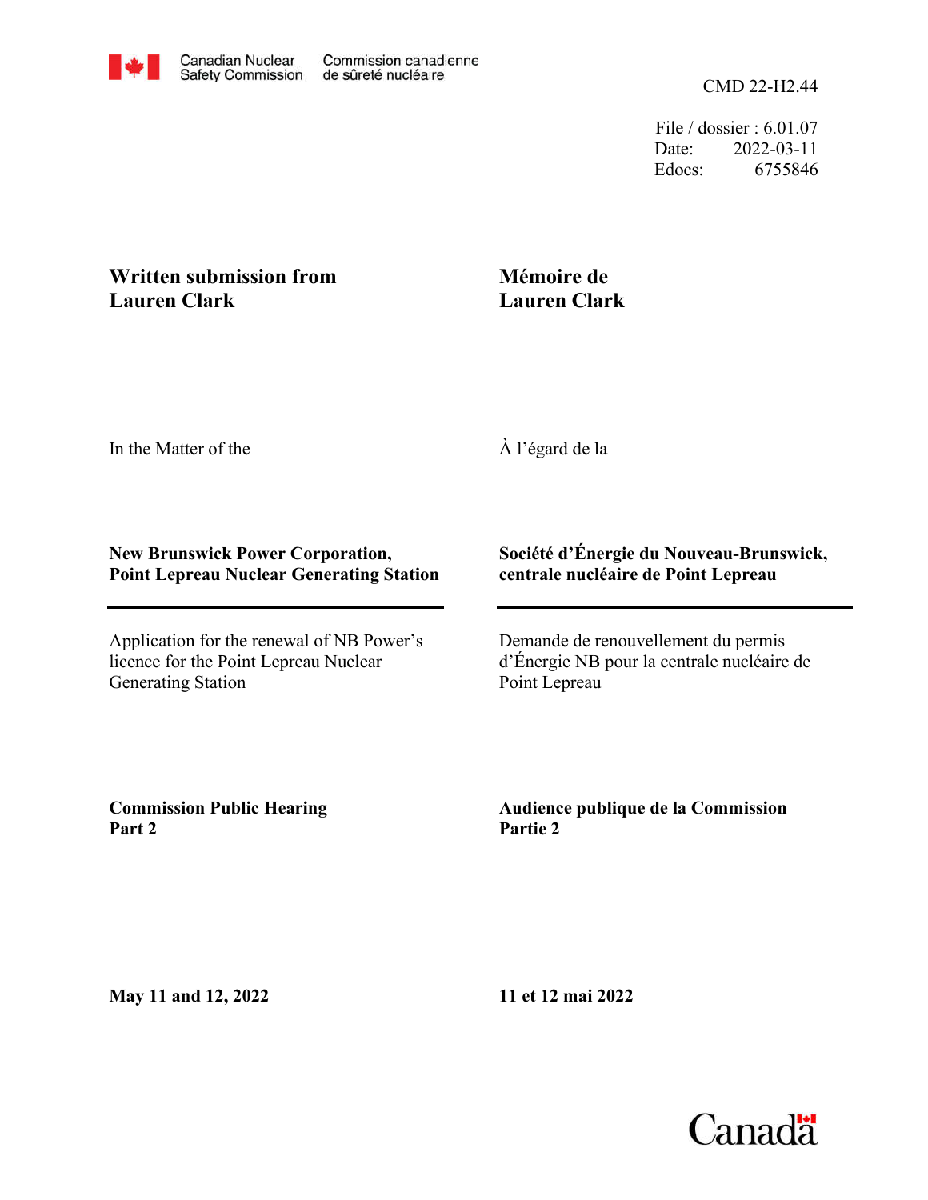Canadian Nuclear Safety Commission | Commission canadienne de sûreté nucléaire

CMD 22-H2.44

File / dossier : 6.01.07
Date: 2022-03-11
Edocs: 6755846

**Written submission from Lauren Clark**

**Mémoire de Lauren Clark**

In the Matter of the

À l'égard de la

**New Brunswick Power Corporation, Point Lepreau Nuclear Generating Station**

**Société d'Énergie du Nouveau-Brunswick, centrale nucléaire de Point Lepreau**

---

Application for the renewal of NB Power's licence for the Point Lepreau Nuclear Generating Station

Demande de renouvellement du permis d'Énergie NB pour la centrale nucléaire de Point Lepreau

**Commission Public Hearing Part 2**

**Audience publique de la Commission Partie 2**

**May 11 and 12, 2022**

**11 et 12 mai 2022**

Canada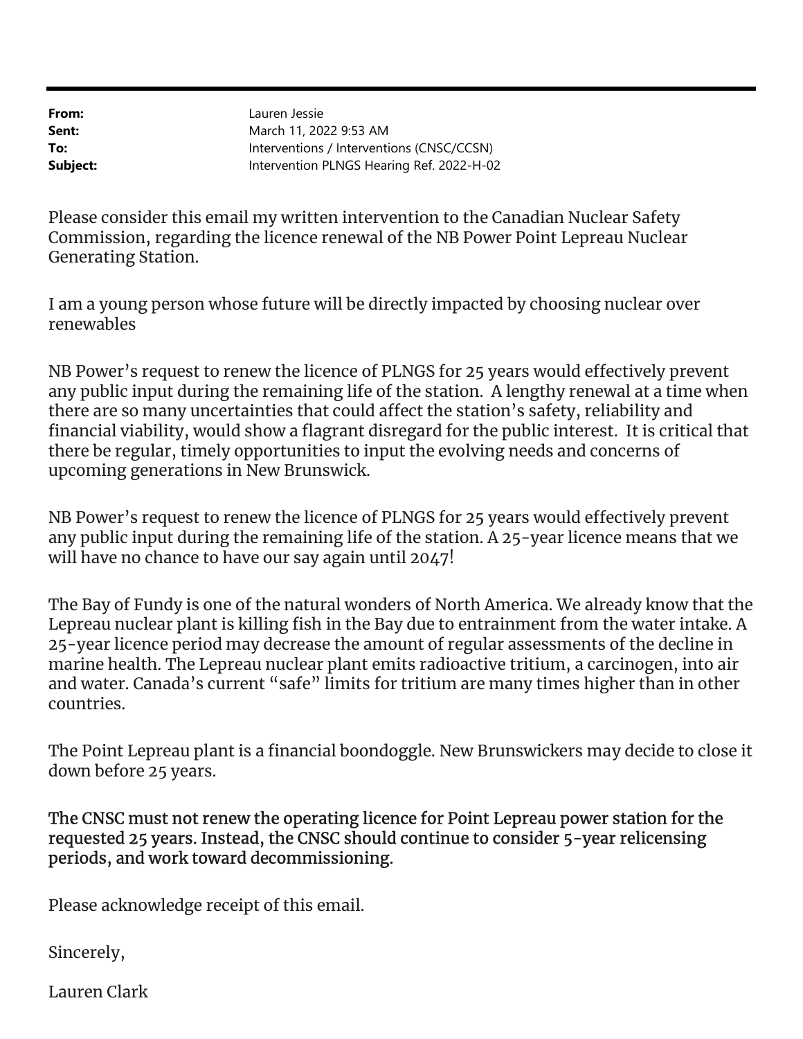**From:** Lauren Jessie
**Sent:** March 11, 2022 9:53 AM
**To:** Interventions / Interventions (CNSC/CCSN)
**Subject:** Intervention PLNGS Hearing Ref. 2022-H-02

Please consider this email my written intervention to the Canadian Nuclear Safety Commission, regarding the licence renewal of the NB Power Point Lepreau Nuclear Generating Station.

I am a young person whose future will be directly impacted by choosing nuclear over renewables

NB Power's request to renew the licence of PLNGS for 25 years would effectively prevent any public input during the remaining life of the station. A lengthy renewal at a time when there are so many uncertainties that could affect the station's safety, reliability and financial viability, would show a flagrant disregard for the public interest. It is critical that there be regular, timely opportunities to input the evolving needs and concerns of upcoming generations in New Brunswick.

NB Power's request to renew the licence of PLNGS for 25 years would effectively prevent any public input during the remaining life of the station. A 25-year licence means that we will have no chance to have our say again until 2047!

The Bay of Fundy is one of the natural wonders of North America. We already know that the Lepreau nuclear plant is killing fish in the Bay due to entrainment from the water intake. A 25-year licence period may decrease the amount of regular assessments of the decline in marine health. The Lepreau nuclear plant emits radioactive tritium, a carcinogen, into air and water. Canada's current "safe" limits for tritium are many times higher than in other countries.

The Point Lepreau plant is a financial boondoggle. New Brunswickers may decide to close it down before 25 years.

**The CNSC must not renew the operating licence for Point Lepreau power station for the requested 25 years. Instead, the CNSC should continue to consider 5-year relicensing periods, and work toward decommissioning.**

Please acknowledge receipt of this email.

Sincerely,

Lauren Clark